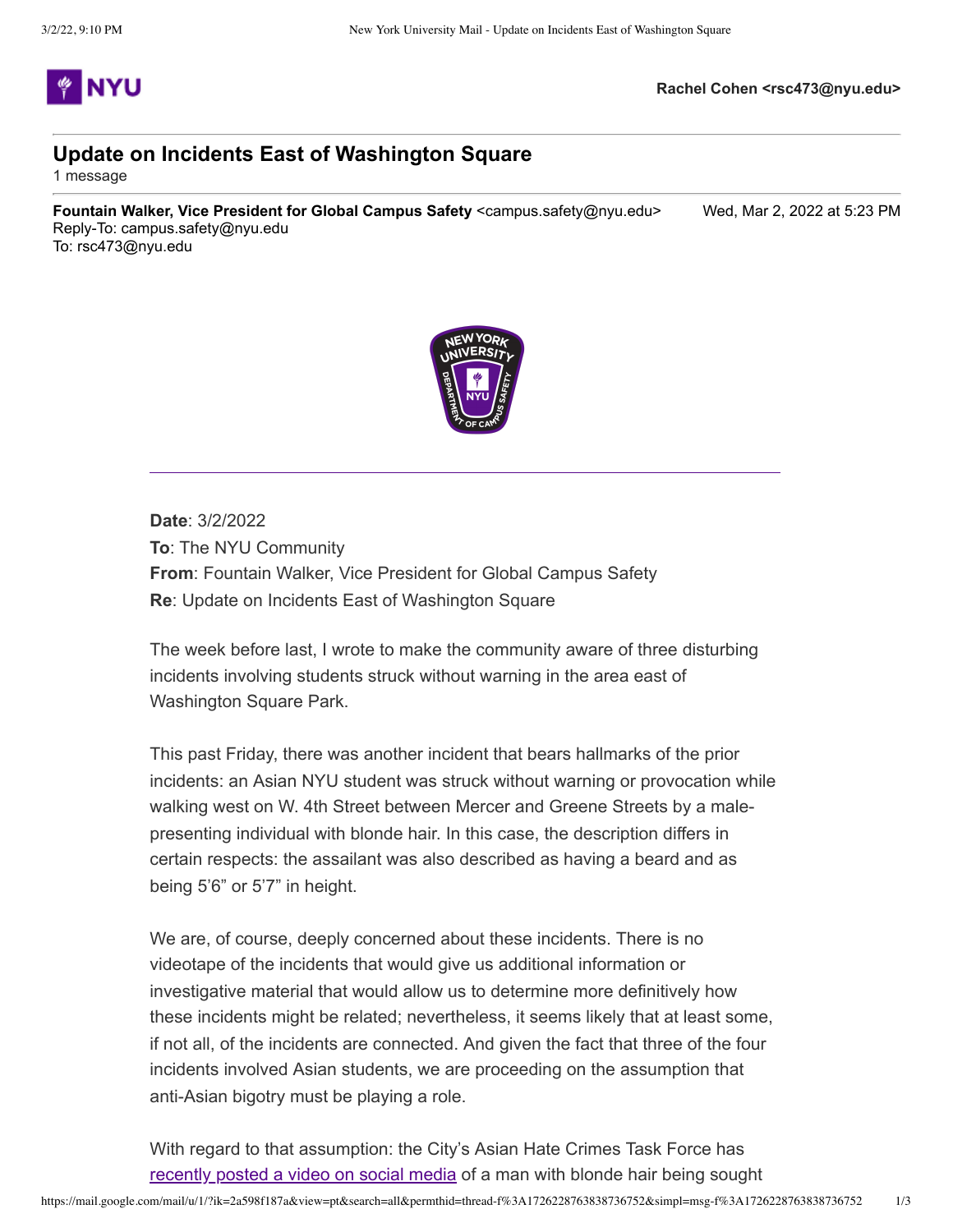**Rachel Cohen <rsc473@nyu.edu>**

# Update on Incidents East of Washington Square

1 message

**Fountain Walker, Vice President for Global Campus Safety** <campus.safety@nyu.edu> Wed, Mar 2, 2022 at 5:23 PM
Reply-To: campus.safety@nyu.edu
To: rsc473@nyu.edu

---

**Date**: 3/2/2022
**To**: The NYU Community
**From**: Fountain Walker, Vice President for Global Campus Safety
**Re**: Update on Incidents East of Washington Square

The week before last, I wrote to make the community aware of three disturbing incidents involving students struck without warning in the area east of Washington Square Park.

This past Friday, there was another incident that bears hallmarks of the prior incidents: an Asian NYU student was struck without warning or provocation while walking west on W. 4th Street between Mercer and Greene Streets by a male-presenting individual with blonde hair. In this case, the description differs in certain respects: the assailant was also described as having a beard and as being 5'6" or 5'7" in height.

We are, of course, deeply concerned about these incidents. There is no videotape of the incidents that would give us additional information or investigative material that would allow us to determine more definitively how these incidents might be related; nevertheless, it seems likely that at least some, if not all, of the incidents are connected. And given the fact that three of the four incidents involved Asian students, we are proceeding on the assumption that anti-Asian bigotry must be playing a role.

With regard to that assumption: the City's Asian Hate Crimes Task Force has recently posted a video on social media of a man with blonde hair being sought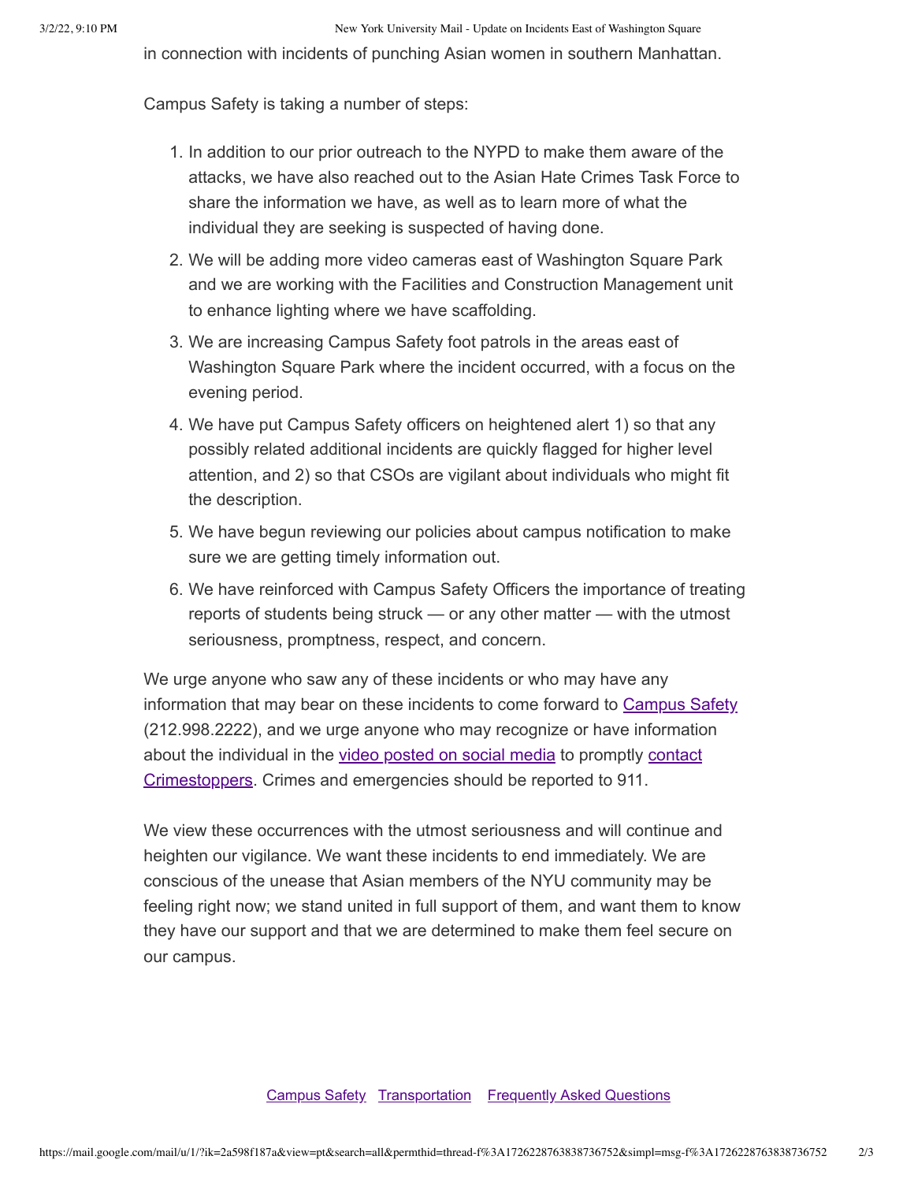in connection with incidents of punching Asian women in southern Manhattan.

Campus Safety is taking a number of steps:

1. In addition to our prior outreach to the NYPD to make them aware of the attacks, we have also reached out to the Asian Hate Crimes Task Force to share the information we have, as well as to learn more of what the individual they are seeking is suspected of having done.
2. We will be adding more video cameras east of Washington Square Park and we are working with the Facilities and Construction Management unit to enhance lighting where we have scaffolding.
3. We are increasing Campus Safety foot patrols in the areas east of Washington Square Park where the incident occurred, with a focus on the evening period.
4. We have put Campus Safety officers on heightened alert 1) so that any possibly related additional incidents are quickly flagged for higher level attention, and 2) so that CSOs are vigilant about individuals who might fit the description.
5. We have begun reviewing our policies about campus notification to make sure we are getting timely information out.
6. We have reinforced with Campus Safety Officers the importance of treating reports of students being struck — or any other matter — with the utmost seriousness, promptness, respect, and concern.

We urge anyone who saw any of these incidents or who may have any information that may bear on these incidents to come forward to Campus Safety (212.998.2222), and we urge anyone who may recognize or have information about the individual in the video posted on social media to promptly contact Crimestoppers. Crimes and emergencies should be reported to 911.

We view these occurrences with the utmost seriousness and will continue and heighten our vigilance. We want these incidents to end immediately. We are conscious of the unease that Asian members of the NYU community may be feeling right now; we stand united in full support of them, and want them to know they have our support and that we are determined to make them feel secure on our campus.

Campus Safety   Transportation   Frequently Asked Questions